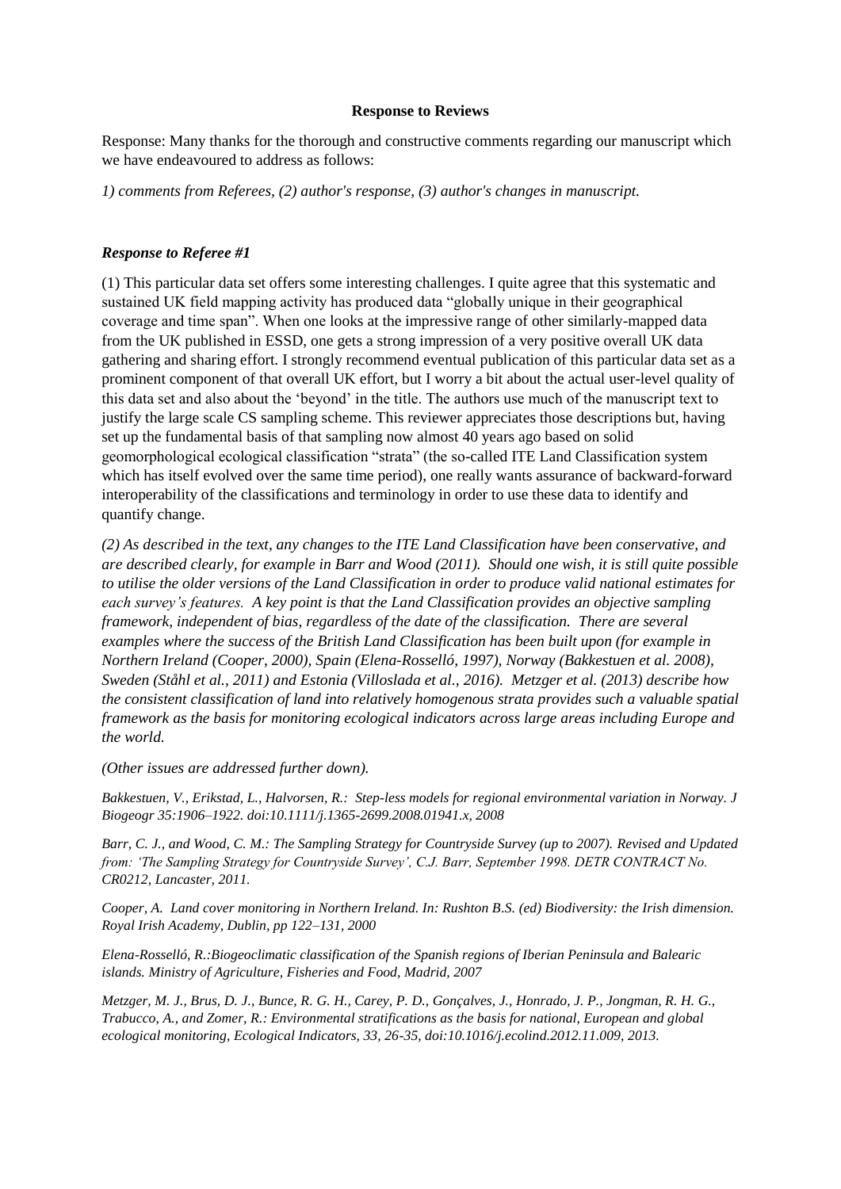**Response to Reviews**

Response: Many thanks for the thorough and constructive comments regarding our manuscript which we have endeavoured to address as follows:

*1) comments from Referees, (2) author's response, (3) author's changes in manuscript.*

***Response to Referee #1***

(1) This particular data set offers some interesting challenges. I quite agree that this systematic and sustained UK field mapping activity has produced data "globally unique in their geographical coverage and time span". When one looks at the impressive range of other similarly-mapped data from the UK published in ESSD, one gets a strong impression of a very positive overall UK data gathering and sharing effort. I strongly recommend eventual publication of this particular data set as a prominent component of that overall UK effort, but I worry a bit about the actual user-level quality of this data set and also about the 'beyond' in the title. The authors use much of the manuscript text to justify the large scale CS sampling scheme. This reviewer appreciates those descriptions but, having set up the fundamental basis of that sampling now almost 40 years ago based on solid geomorphological ecological classification "strata" (the so-called ITE Land Classification system which has itself evolved over the same time period), one really wants assurance of backward-forward interoperability of the classifications and terminology in order to use these data to identify and quantify change.

*(2) As described in the text, any changes to the ITE Land Classification have been conservative, and are described clearly, for example in Barr and Wood (2011). Should one wish, it is still quite possible to utilise the older versions of the Land Classification in order to produce valid national estimates for each survey's features. A key point is that the Land Classification provides an objective sampling framework, independent of bias, regardless of the date of the classification. There are several examples where the success of the British Land Classification has been built upon (for example in Northern Ireland (Cooper, 2000), Spain (Elena-Rosselló, 1997), Norway (Bakkestuen et al. 2008), Sweden (Ståhl et al., 2011) and Estonia (Villoslada et al., 2016). Metzger et al. (2013) describe how the consistent classification of land into relatively homogenous strata provides such a valuable spatial framework as the basis for monitoring ecological indicators across large areas including Europe and the world.*

*(Other issues are addressed further down).*

*Bakkestuen, V., Erikstad, L., Halvorsen, R.: Step-less models for regional environmental variation in Norway. J Biogeogr 35:1906–1922. doi:10.1111/j.1365-2699.2008.01941.x, 2008*

*Barr, C. J., and Wood, C. M.: The Sampling Strategy for Countryside Survey (up to 2007). Revised and Updated from: 'The Sampling Strategy for Countryside Survey', C.J. Barr, September 1998. DETR CONTRACT No. CR0212, Lancaster, 2011.*

*Cooper, A. Land cover monitoring in Northern Ireland. In: Rushton B.S. (ed) Biodiversity: the Irish dimension. Royal Irish Academy, Dublin, pp 122–131, 2000*

*Elena-Rosselló, R.:Biogeoclimatic classification of the Spanish regions of Iberian Peninsula and Balearic islands. Ministry of Agriculture, Fisheries and Food, Madrid, 2007*

*Metzger, M. J., Brus, D. J., Bunce, R. G. H., Carey, P. D., Gonçalves, J., Honrado, J. P., Jongman, R. H. G., Trabucco, A., and Zomer, R.: Environmental stratifications as the basis for national, European and global ecological monitoring, Ecological Indicators, 33, 26-35, doi:10.1016/j.ecolind.2012.11.009, 2013.*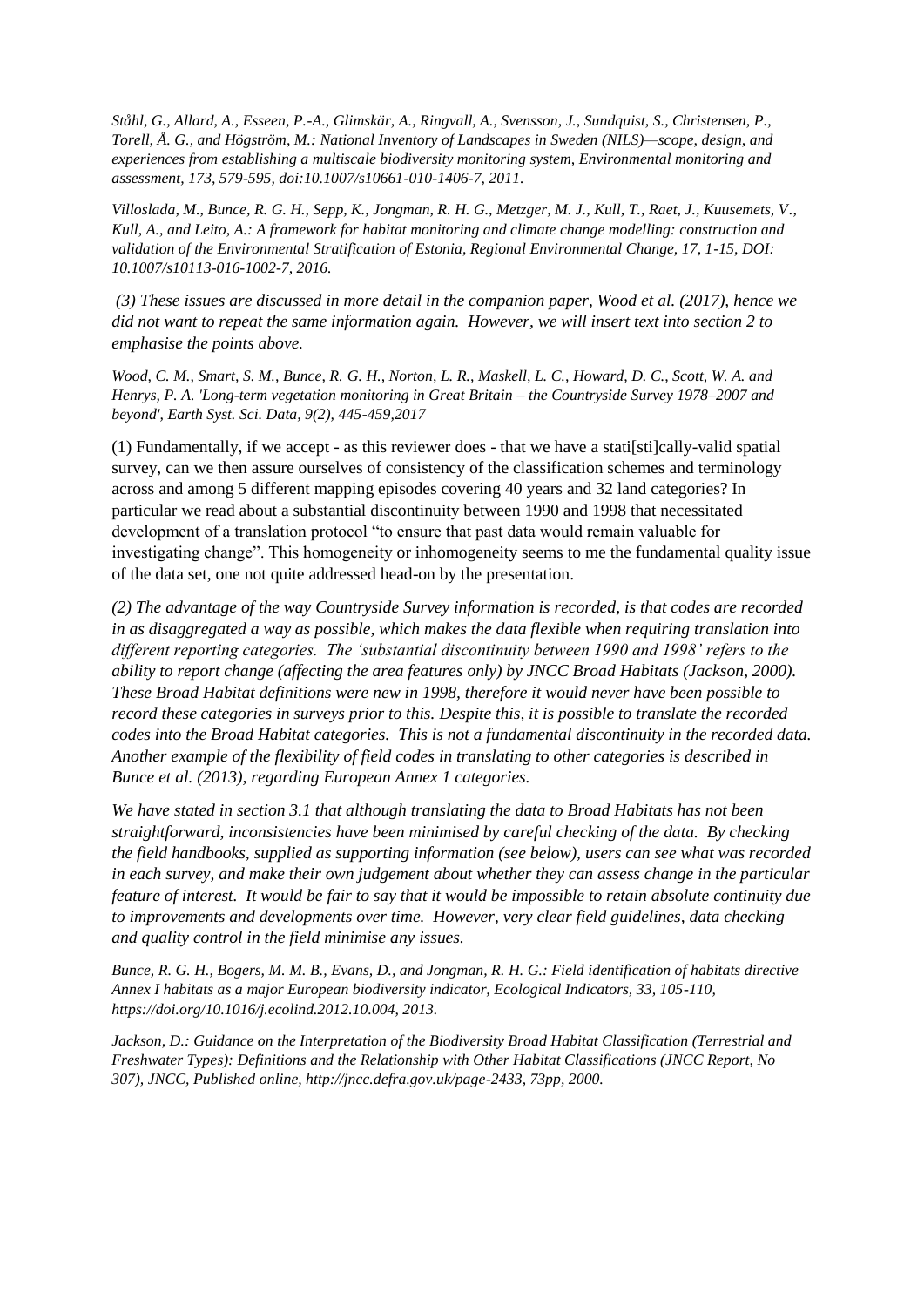*Ståhl, G., Allard, A., Esseen, P.-A., Glimskär, A., Ringvall, A., Svensson, J., Sundquist, S., Christensen, P., Torell, Å. G., and Högström, M.: National Inventory of Landscapes in Sweden (NILS)—scope, design, and experiences from establishing a multiscale biodiversity monitoring system, Environmental monitoring and assessment, 173, 579-595, doi:10.1007/s10661-010-1406-7, 2011.*

*Villoslada, M., Bunce, R. G. H., Sepp, K., Jongman, R. H. G., Metzger, M. J., Kull, T., Raet, J., Kuusemets, V., Kull, A., and Leito, A.: A framework for habitat monitoring and climate change modelling: construction and validation of the Environmental Stratification of Estonia, Regional Environmental Change, 17, 1-15, DOI: 10.1007/s10113-016-1002-7, 2016.*

*(3) These issues are discussed in more detail in the companion paper, Wood et al. (2017), hence we did not want to repeat the same information again. However, we will insert text into section 2 to emphasise the points above.*

*Wood, C. M., Smart, S. M., Bunce, R. G. H., Norton, L. R., Maskell, L. C., Howard, D. C., Scott, W. A. and Henrys, P. A. 'Long-term vegetation monitoring in Great Britain – the Countryside Survey 1978–2007 and beyond', Earth Syst. Sci. Data, 9(2), 445-459,2017*

(1) Fundamentally, if we accept - as this reviewer does - that we have a stati[sti]cally-valid spatial survey, can we then assure ourselves of consistency of the classification schemes and terminology across and among 5 different mapping episodes covering 40 years and 32 land categories? In particular we read about a substantial discontinuity between 1990 and 1998 that necessitated development of a translation protocol "to ensure that past data would remain valuable for investigating change". This homogeneity or inhomogeneity seems to me the fundamental quality issue of the data set, one not quite addressed head-on by the presentation.

*(2) The advantage of the way Countryside Survey information is recorded, is that codes are recorded in as disaggregated a way as possible, which makes the data flexible when requiring translation into different reporting categories. The 'substantial discontinuity between 1990 and 1998' refers to the ability to report change (affecting the area features only) by JNCC Broad Habitats (Jackson, 2000). These Broad Habitat definitions were new in 1998, therefore it would never have been possible to record these categories in surveys prior to this. Despite this, it is possible to translate the recorded codes into the Broad Habitat categories. This is not a fundamental discontinuity in the recorded data. Another example of the flexibility of field codes in translating to other categories is described in Bunce et al. (2013), regarding European Annex 1 categories.*

*We have stated in section 3.1 that although translating the data to Broad Habitats has not been straightforward, inconsistencies have been minimised by careful checking of the data. By checking the field handbooks, supplied as supporting information (see below), users can see what was recorded in each survey, and make their own judgement about whether they can assess change in the particular feature of interest. It would be fair to say that it would be impossible to retain absolute continuity due to improvements and developments over time. However, very clear field guidelines, data checking and quality control in the field minimise any issues.*

*Bunce, R. G. H., Bogers, M. M. B., Evans, D., and Jongman, R. H. G.: Field identification of habitats directive Annex I habitats as a major European biodiversity indicator, Ecological Indicators, 33, 105-110, https://doi.org/10.1016/j.ecolind.2012.10.004, 2013.*

*Jackson, D.: Guidance on the Interpretation of the Biodiversity Broad Habitat Classification (Terrestrial and Freshwater Types): Definitions and the Relationship with Other Habitat Classifications (JNCC Report, No 307), JNCC, Published online, http://jncc.defra.gov.uk/page-2433, 73pp, 2000.*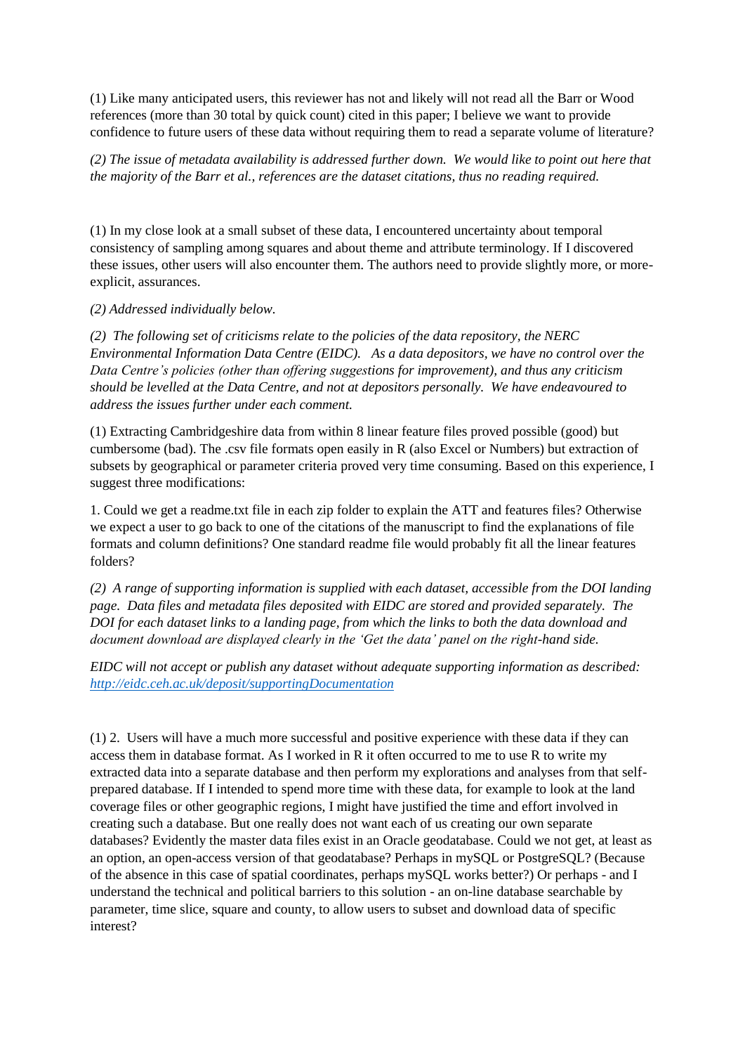(1) Like many anticipated users, this reviewer has not and likely will not read all the Barr or Wood references (more than 30 total by quick count) cited in this paper; I believe we want to provide confidence to future users of these data without requiring them to read a separate volume of literature?

*(2) The issue of metadata availability is addressed further down. We would like to point out here that the majority of the Barr et al., references are the dataset citations, thus no reading required.*

(1) In my close look at a small subset of these data, I encountered uncertainty about temporal consistency of sampling among squares and about theme and attribute terminology. If I discovered these issues, other users will also encounter them. The authors need to provide slightly more, or more-explicit, assurances.

*(2) Addressed individually below.*

*(2) The following set of criticisms relate to the policies of the data repository, the NERC Environmental Information Data Centre (EIDC). As a data depositors, we have no control over the Data Centre's policies (other than offering suggestions for improvement), and thus any criticism should be levelled at the Data Centre, and not at depositors personally. We have endeavoured to address the issues further under each comment.*

(1) Extracting Cambridgeshire data from within 8 linear feature files proved possible (good) but cumbersome (bad). The .csv file formats open easily in R (also Excel or Numbers) but extraction of subsets by geographical or parameter criteria proved very time consuming. Based on this experience, I suggest three modifications:

1. Could we get a readme.txt file in each zip folder to explain the ATT and features files? Otherwise we expect a user to go back to one of the citations of the manuscript to find the explanations of file formats and column definitions? One standard readme file would probably fit all the linear features folders?

*(2) A range of supporting information is supplied with each dataset, accessible from the DOI landing page. Data files and metadata files deposited with EIDC are stored and provided separately. The DOI for each dataset links to a landing page, from which the links to both the data download and document download are displayed clearly in the 'Get the data' panel on the right-hand side.*

*EIDC will not accept or publish any dataset without adequate supporting information as described: [http://eidc.ceh.ac.uk/deposit/supportingDocumentation](http://eidc.ceh.ac.uk/deposit/supportingDocumentation)*

(1) 2. Users will have a much more successful and positive experience with these data if they can access them in database format. As I worked in R it often occurred to me to use R to write my extracted data into a separate database and then perform my explorations and analyses from that self-prepared database. If I intended to spend more time with these data, for example to look at the land coverage files or other geographic regions, I might have justified the time and effort involved in creating such a database. But one really does not want each of us creating our own separate databases? Evidently the master data files exist in an Oracle geodatabase. Could we not get, at least as an option, an open-access version of that geodatabase? Perhaps in mySQL or PostgreSQL? (Because of the absence in this case of spatial coordinates, perhaps mySQL works better?) Or perhaps - and I understand the technical and political barriers to this solution - an on-line database searchable by parameter, time slice, square and county, to allow users to subset and download data of specific interest?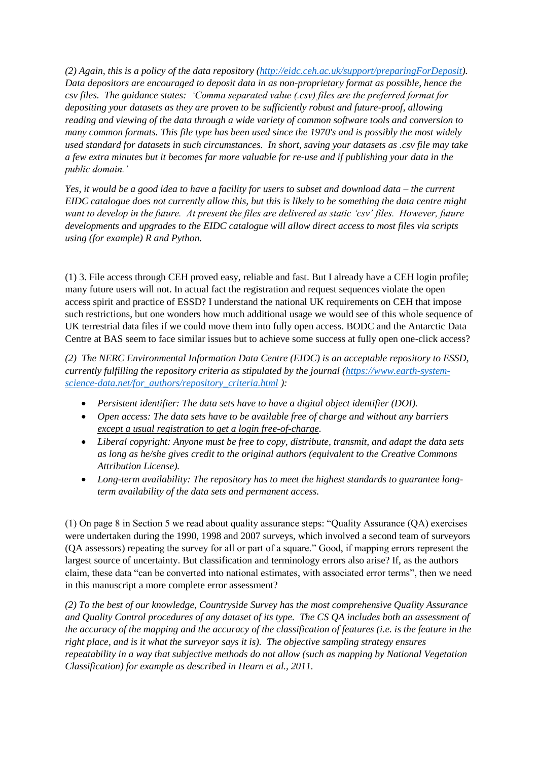*(2) Again, this is a policy of the data repository ([http://eidc.ceh.ac.uk/support/preparingForDeposit](http://eidc.ceh.ac.uk/support/preparingForDeposit)). Data depositors are encouraged to deposit data in as non-proprietary format as possible, hence the csv files. The guidance states: 'Comma separated value (.csv) files are the preferred format for depositing your datasets as they are proven to be sufficiently robust and future-proof, allowing reading and viewing of the data through a wide variety of common software tools and conversion to many common formats. This file type has been used since the 1970's and is possibly the most widely used standard for datasets in such circumstances. In short, saving your datasets as .csv file may take a few extra minutes but it becomes far more valuable for re-use and if publishing your data in the public domain.'*

*Yes, it would be a good idea to have a facility for users to subset and download data – the current EIDC catalogue does not currently allow this, but this is likely to be something the data centre might want to develop in the future. At present the files are delivered as static 'csv' files. However, future developments and upgrades to the EIDC catalogue will allow direct access to most files via scripts using (for example) R and Python.*

(1) 3. File access through CEH proved easy, reliable and fast. But I already have a CEH login profile; many future users will not. In actual fact the registration and request sequences violate the open access spirit and practice of ESSD? I understand the national UK requirements on CEH that impose such restrictions, but one wonders how much additional usage we would see of this whole sequence of UK terrestrial data files if we could move them into fully open access. BODC and the Antarctic Data Centre at BAS seem to face similar issues but to achieve some success at fully open one-click access?

*(2) The NERC Environmental Information Data Centre (EIDC) is an acceptable repository to ESSD, currently fulfilling the repository criteria as stipulated by the journal ([https://www.earth-system-science-data.net/for_authors/repository_criteria.html](https://www.earth-system-science-data.net/for_authors/repository_criteria.html) ):*

- *Persistent identifier: The data sets have to have a digital object identifier (DOI).*
- *Open access: The data sets have to be available free of charge and without any barriers <u>except a usual registration to get a login free-of-charge</u>.*
- *Liberal copyright: Anyone must be free to copy, distribute, transmit, and adapt the data sets as long as he/she gives credit to the original authors (equivalent to the Creative Commons Attribution License).*
- *Long-term availability: The repository has to meet the highest standards to guarantee long-term availability of the data sets and permanent access.*

(1) On page 8 in Section 5 we read about quality assurance steps: "Quality Assurance (QA) exercises were undertaken during the 1990, 1998 and 2007 surveys, which involved a second team of surveyors (QA assessors) repeating the survey for all or part of a square." Good, if mapping errors represent the largest source of uncertainty. But classification and terminology errors also arise? If, as the authors claim, these data "can be converted into national estimates, with associated error terms", then we need in this manuscript a more complete error assessment?

*(2) To the best of our knowledge, Countryside Survey has the most comprehensive Quality Assurance and Quality Control procedures of any dataset of its type. The CS QA includes both an assessment of the accuracy of the mapping and the accuracy of the classification of features (i.e. is the feature in the right place, and is it what the surveyor says it is). The objective sampling strategy ensures repeatability in a way that subjective methods do not allow (such as mapping by National Vegetation Classification) for example as described in Hearn et al., 2011.*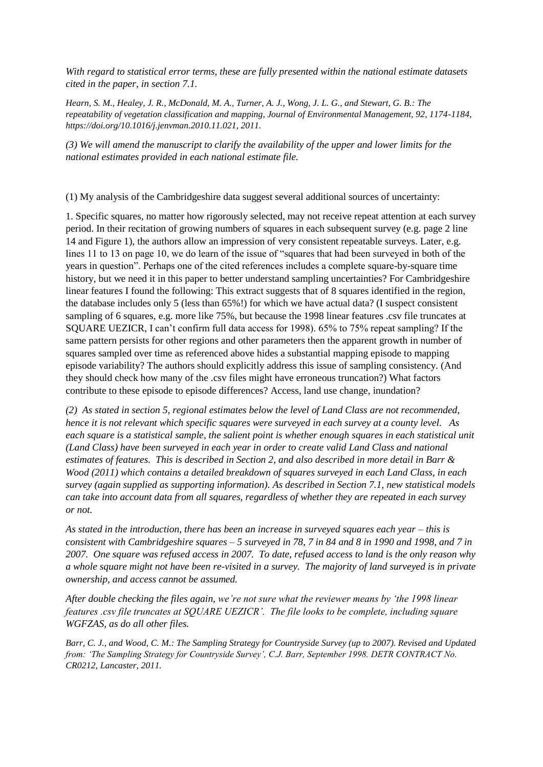*With regard to statistical error terms, these are fully presented within the national estimate datasets cited in the paper, in section 7.1.*

*Hearn, S. M., Healey, J. R., McDonald, M. A., Turner, A. J., Wong, J. L. G., and Stewart, G. B.: The repeatability of vegetation classification and mapping, Journal of Environmental Management, 92, 1174-1184, https://doi.org/10.1016/j.jenvman.2010.11.021, 2011.*

*(3) We will amend the manuscript to clarify the availability of the upper and lower limits for the national estimates provided in each national estimate file.*

(1) My analysis of the Cambridgeshire data suggest several additional sources of uncertainty:

1. Specific squares, no matter how rigorously selected, may not receive repeat attention at each survey period. In their recitation of growing numbers of squares in each subsequent survey (e.g. page 2 line 14 and Figure 1), the authors allow an impression of very consistent repeatable surveys. Later, e.g. lines 11 to 13 on page 10, we do learn of the issue of "squares that had been surveyed in both of the years in question". Perhaps one of the cited references includes a complete square-by-square time history, but we need it in this paper to better understand sampling uncertainties? For Cambridgeshire linear features I found the following: This extract suggests that of 8 squares identified in the region, the database includes only 5 (less than 65%!) for which we have actual data? (I suspect consistent sampling of 6 squares, e.g. more like 75%, but because the 1998 linear features .csv file truncates at SQUARE UEZICR, I can't confirm full data access for 1998). 65% to 75% repeat sampling? If the same pattern persists for other regions and other parameters then the apparent growth in number of squares sampled over time as referenced above hides a substantial mapping episode to mapping episode variability? The authors should explicitly address this issue of sampling consistency. (And they should check how many of the .csv files might have erroneous truncation?) What factors contribute to these episode to episode differences? Access, land use change, inundation?

*(2) As stated in section 5, regional estimates below the level of Land Class are not recommended, hence it is not relevant which specific squares were surveyed in each survey at a county level. As each square is a statistical sample, the salient point is whether enough squares in each statistical unit (Land Class) have been surveyed in each year in order to create valid Land Class and national estimates of features. This is described in Section 2, and also described in more detail in Barr & Wood (2011) which contains a detailed breakdown of squares surveyed in each Land Class, in each survey (again supplied as supporting information). As described in Section 7.1, new statistical models can take into account data from all squares, regardless of whether they are repeated in each survey or not.*

*As stated in the introduction, there has been an increase in surveyed squares each year – this is consistent with Cambridgeshire squares – 5 surveyed in 78, 7 in 84 and 8 in 1990 and 1998, and 7 in 2007. One square was refused access in 2007. To date, refused access to land is the only reason why a whole square might not have been re-visited in a survey. The majority of land surveyed is in private ownership, and access cannot be assumed.*

*After double checking the files again, we're not sure what the reviewer means by 'the 1998 linear features .csv file truncates at SQUARE UEZICR'. The file looks to be complete, including square WGFZAS, as do all other files.*

*Barr, C. J., and Wood, C. M.: The Sampling Strategy for Countryside Survey (up to 2007). Revised and Updated from: 'The Sampling Strategy for Countryside Survey', C.J. Barr, September 1998. DETR CONTRACT No. CR0212, Lancaster, 2011.*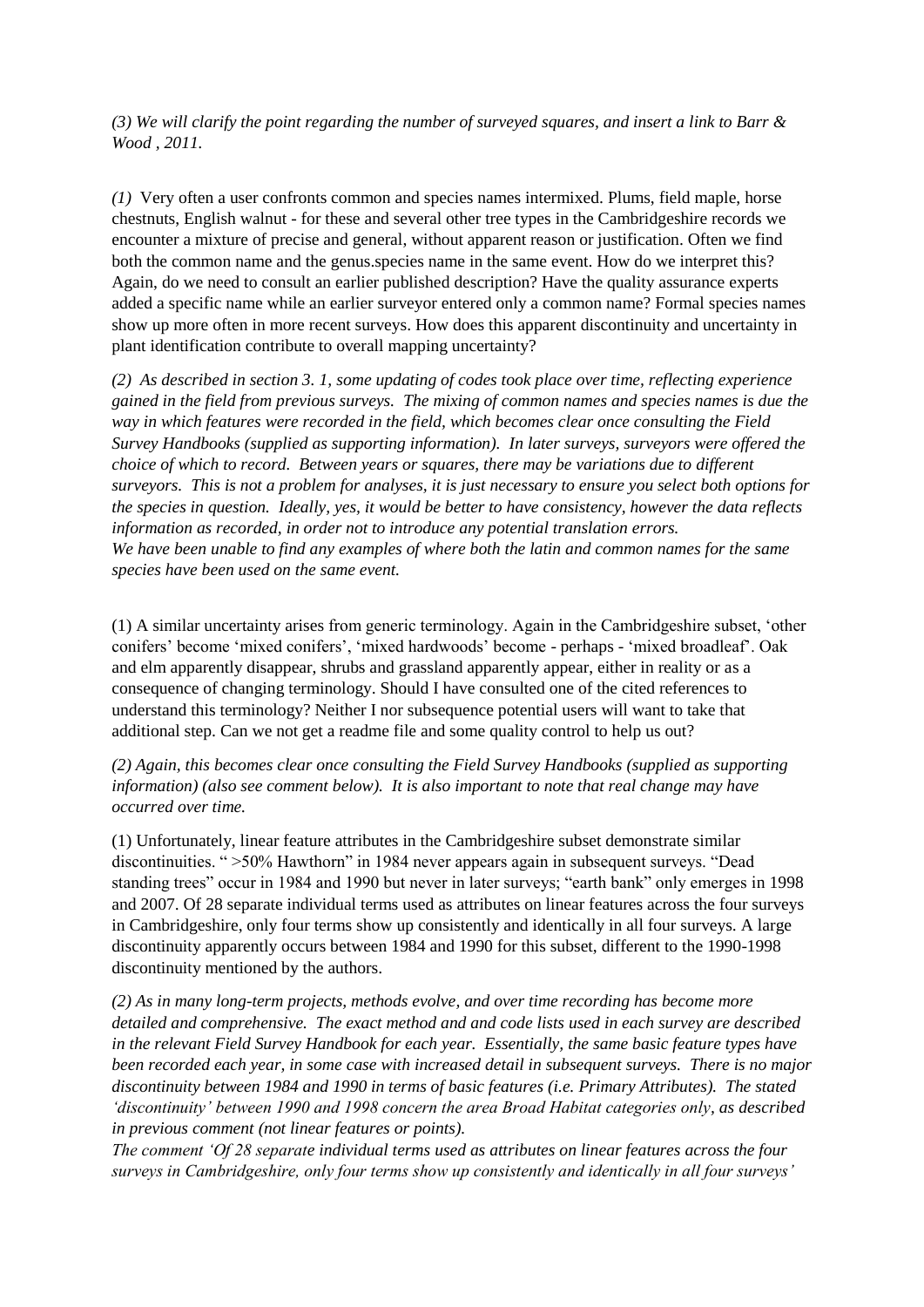*(3) We will clarify the point regarding the number of surveyed squares, and insert a link to Barr & Wood , 2011.*

*(1)* Very often a user confronts common and species names intermixed. Plums, field maple, horse chestnuts, English walnut - for these and several other tree types in the Cambridgeshire records we encounter a mixture of precise and general, without apparent reason or justification. Often we find both the common name and the genus.species name in the same event. How do we interpret this? Again, do we need to consult an earlier published description? Have the quality assurance experts added a specific name while an earlier surveyor entered only a common name? Formal species names show up more often in more recent surveys. How does this apparent discontinuity and uncertainty in plant identification contribute to overall mapping uncertainty?

*(2) As described in section 3. 1, some updating of codes took place over time, reflecting experience gained in the field from previous surveys. The mixing of common names and species names is due the way in which features were recorded in the field, which becomes clear once consulting the Field Survey Handbooks (supplied as supporting information). In later surveys, surveyors were offered the choice of which to record. Between years or squares, there may be variations due to different surveyors. This is not a problem for analyses, it is just necessary to ensure you select both options for the species in question. Ideally, yes, it would be better to have consistency, however the data reflects information as recorded, in order not to introduce any potential translation errors. We have been unable to find any examples of where both the latin and common names for the same species have been used on the same event.*

(1) A similar uncertainty arises from generic terminology. Again in the Cambridgeshire subset, 'other conifers' become 'mixed conifers', 'mixed hardwoods' become - perhaps - 'mixed broadleaf'. Oak and elm apparently disappear, shrubs and grassland apparently appear, either in reality or as a consequence of changing terminology. Should I have consulted one of the cited references to understand this terminology? Neither I nor subsequence potential users will want to take that additional step. Can we not get a readme file and some quality control to help us out?

*(2) Again, this becomes clear once consulting the Field Survey Handbooks (supplied as supporting information) (also see comment below). It is also important to note that real change may have occurred over time.*

(1) Unfortunately, linear feature attributes in the Cambridgeshire subset demonstrate similar discontinuities. " >50% Hawthorn" in 1984 never appears again in subsequent surveys. "Dead standing trees" occur in 1984 and 1990 but never in later surveys; "earth bank" only emerges in 1998 and 2007. Of 28 separate individual terms used as attributes on linear features across the four surveys in Cambridgeshire, only four terms show up consistently and identically in all four surveys. A large discontinuity apparently occurs between 1984 and 1990 for this subset, different to the 1990-1998 discontinuity mentioned by the authors.

*(2) As in many long-term projects, methods evolve, and over time recording has become more detailed and comprehensive. The exact method and and code lists used in each survey are described in the relevant Field Survey Handbook for each year. Essentially, the same basic feature types have been recorded each year, in some case with increased detail in subsequent surveys. There is no major discontinuity between 1984 and 1990 in terms of basic features (i.e. Primary Attributes). The stated 'discontinuity' between 1990 and 1998 concern the area Broad Habitat categories only, as described in previous comment (not linear features or points).*
*The comment 'Of 28 separate individual terms used as attributes on linear features across the four surveys in Cambridgeshire, only four terms show up consistently and identically in all four surveys'*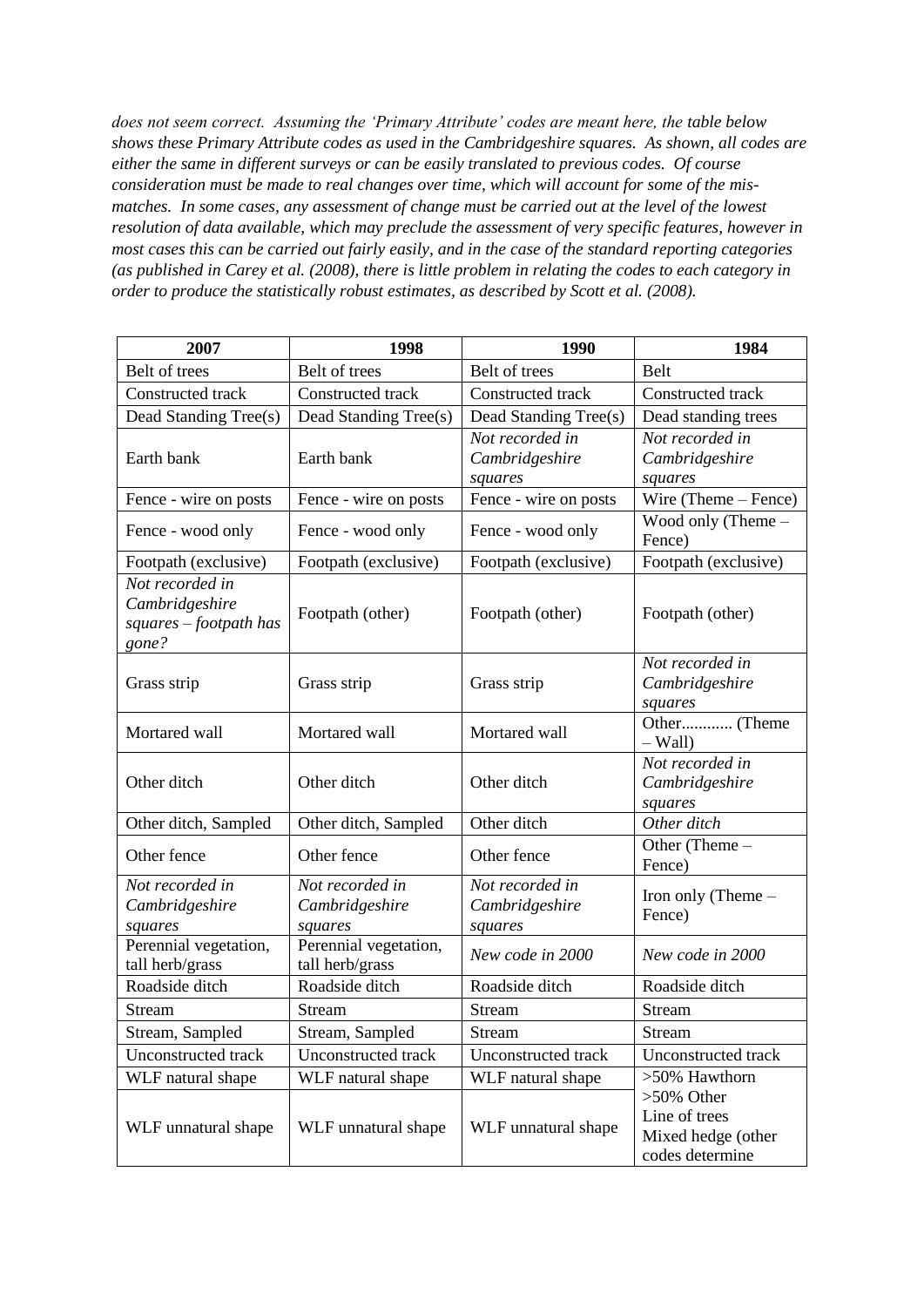*does not seem correct. Assuming the 'Primary Attribute' codes are meant here, the table below shows these Primary Attribute codes as used in the Cambridgeshire squares. As shown, all codes are either the same in different surveys or can be easily translated to previous codes. Of course consideration must be made to real changes over time, which will account for some of the mis-matches. In some cases, any assessment of change must be carried out at the level of the lowest resolution of data available, which may preclude the assessment of very specific features, however in most cases this can be carried out fairly easily, and in the case of the standard reporting categories (as published in Carey et al. (2008), there is little problem in relating the codes to each category in order to produce the statistically robust estimates, as described by Scott et al. (2008).*

| 2007 | 1998 | 1990 | 1984 |
|---|---|---|---|
| Belt of trees | Belt of trees | Belt of trees | Belt |
| Constructed track | Constructed track | Constructed track | Constructed track |
| Dead Standing Tree(s) | Dead Standing Tree(s) | Dead Standing Tree(s) | Dead standing trees |
| Earth bank | Earth bank | *Not recorded in Cambridgeshire squares* | *Not recorded in Cambridgeshire squares* |
| Fence - wire on posts | Fence - wire on posts | Fence - wire on posts | Wire (Theme – Fence) |
| Fence - wood only | Fence - wood only | Fence - wood only | Wood only (Theme – Fence) |
| Footpath (exclusive) | Footpath (exclusive) | Footpath (exclusive) | Footpath (exclusive) |
| *Not recorded in Cambridgeshire squares – footpath has gone?* | Footpath (other) | Footpath (other) | Footpath (other) |
| Grass strip | Grass strip | Grass strip | *Not recorded in Cambridgeshire squares* |
| Mortared wall | Mortared wall | Mortared wall | Other............ (Theme – Wall) |
| Other ditch | Other ditch | Other ditch | *Not recorded in Cambridgeshire squares* |
| Other ditch, Sampled | Other ditch, Sampled | Other ditch | *Other ditch* |
| Other fence | Other fence | Other fence | Other (Theme – Fence) |
| *Not recorded in Cambridgeshire squares* | *Not recorded in Cambridgeshire squares* | *Not recorded in Cambridgeshire squares* | Iron only (Theme – Fence) |
| Perennial vegetation, tall herb/grass | Perennial vegetation, tall herb/grass | *New code in 2000* | *New code in 2000* |
| Roadside ditch | Roadside ditch | Roadside ditch | Roadside ditch |
| Stream | Stream | Stream | Stream |
| Stream, Sampled | Stream, Sampled | Stream | Stream |
| Unconstructed track | Unconstructed track | Unconstructed track | Unconstructed track |
| WLF natural shape | WLF natural shape | WLF natural shape | >50% Hawthorn |
| WLF unnatural shape | WLF unnatural shape | WLF unnatural shape | >50% Other<br>Line of trees<br>Mixed hedge (other codes determine |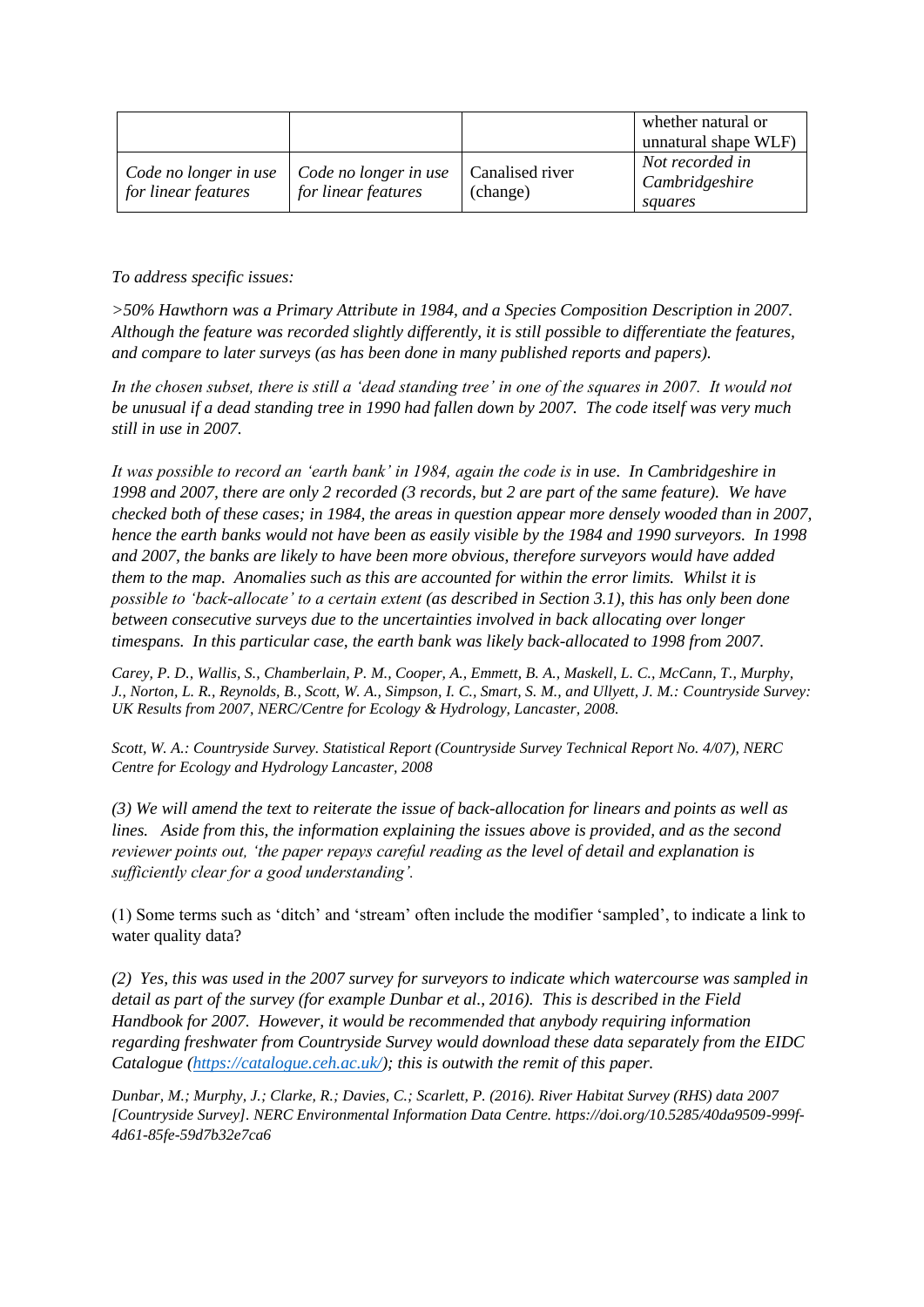| | | | whether natural or unnatural shape WLF) |
|---|---|---|---|
| *Code no longer in use for linear features* | *Code no longer in use for linear features* | Canalised river (change) | *Not recorded in Cambridgeshire squares* |

*To address specific issues:*

*>50% Hawthorn was a Primary Attribute in 1984, and a Species Composition Description in 2007. Although the feature was recorded slightly differently, it is still possible to differentiate the features, and compare to later surveys (as has been done in many published reports and papers).*

*In the chosen subset, there is still a 'dead standing tree' in one of the squares in 2007. It would not be unusual if a dead standing tree in 1990 had fallen down by 2007. The code itself was very much still in use in 2007.*

*It was possible to record an 'earth bank' in 1984, again the code is in use. In Cambridgeshire in 1998 and 2007, there are only 2 recorded (3 records, but 2 are part of the same feature). We have checked both of these cases; in 1984, the areas in question appear more densely wooded than in 2007, hence the earth banks would not have been as easily visible by the 1984 and 1990 surveyors. In 1998 and 2007, the banks are likely to have been more obvious, therefore surveyors would have added them to the map. Anomalies such as this are accounted for within the error limits. Whilst it is possible to 'back-allocate' to a certain extent (as described in Section 3.1), this has only been done between consecutive surveys due to the uncertainties involved in back allocating over longer timespans. In this particular case, the earth bank was likely back-allocated to 1998 from 2007.*

*Carey, P. D., Wallis, S., Chamberlain, P. M., Cooper, A., Emmett, B. A., Maskell, L. C., McCann, T., Murphy, J., Norton, L. R., Reynolds, B., Scott, W. A., Simpson, I. C., Smart, S. M., and Ullyett, J. M.: Countryside Survey: UK Results from 2007, NERC/Centre for Ecology & Hydrology, Lancaster, 2008.*

*Scott, W. A.: Countryside Survey. Statistical Report (Countryside Survey Technical Report No. 4/07), NERC Centre for Ecology and Hydrology Lancaster, 2008*

*(3) We will amend the text to reiterate the issue of back-allocation for linears and points as well as lines. Aside from this, the information explaining the issues above is provided, and as the second reviewer points out, 'the paper repays careful reading as the level of detail and explanation is sufficiently clear for a good understanding'.*

(1) Some terms such as 'ditch' and 'stream' often include the modifier 'sampled', to indicate a link to water quality data?

*(2) Yes, this was used in the 2007 survey for surveyors to indicate which watercourse was sampled in detail as part of the survey (for example Dunbar et al., 2016). This is described in the Field Handbook for 2007. However, it would be recommended that anybody requiring information regarding freshwater from Countryside Survey would download these data separately from the EIDC Catalogue (https://catalogue.ceh.ac.uk/); this is outwith the remit of this paper.*

*Dunbar, M.; Murphy, J.; Clarke, R.; Davies, C.; Scarlett, P. (2016). River Habitat Survey (RHS) data 2007 [Countryside Survey]. NERC Environmental Information Data Centre. https://doi.org/10.5285/40da9509-999f-4d61-85fe-59d7b32e7ca6*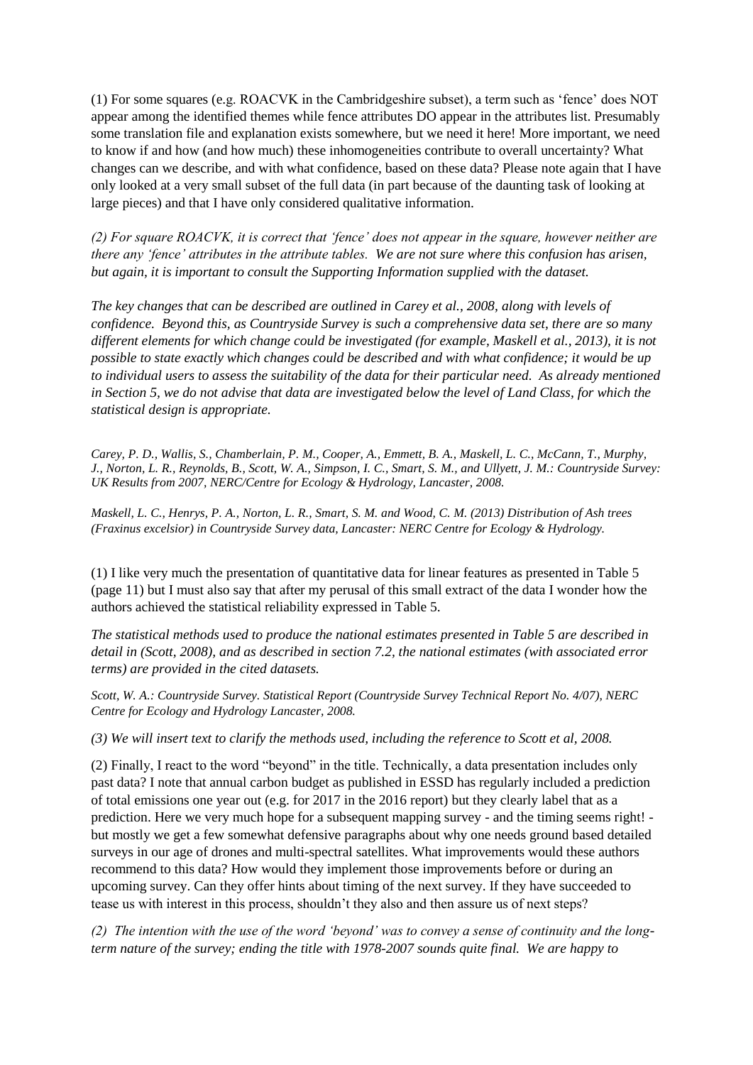(1) For some squares (e.g. ROACVK in the Cambridgeshire subset), a term such as 'fence' does NOT appear among the identified themes while fence attributes DO appear in the attributes list. Presumably some translation file and explanation exists somewhere, but we need it here! More important, we need to know if and how (and how much) these inhomogeneities contribute to overall uncertainty? What changes can we describe, and with what confidence, based on these data? Please note again that I have only looked at a very small subset of the full data (in part because of the daunting task of looking at large pieces) and that I have only considered qualitative information.

*(2) For square ROACVK, it is correct that 'fence' does not appear in the square, however neither are there any 'fence' attributes in the attribute tables. We are not sure where this confusion has arisen, but again, it is important to consult the Supporting Information supplied with the dataset.*

*The key changes that can be described are outlined in Carey et al., 2008, along with levels of confidence. Beyond this, as Countryside Survey is such a comprehensive data set, there are so many different elements for which change could be investigated (for example, Maskell et al., 2013), it is not possible to state exactly which changes could be described and with what confidence; it would be up to individual users to assess the suitability of the data for their particular need. As already mentioned in Section 5, we do not advise that data are investigated below the level of Land Class, for which the statistical design is appropriate.*

*Carey, P. D., Wallis, S., Chamberlain, P. M., Cooper, A., Emmett, B. A., Maskell, L. C., McCann, T., Murphy, J., Norton, L. R., Reynolds, B., Scott, W. A., Simpson, I. C., Smart, S. M., and Ullyett, J. M.: Countryside Survey: UK Results from 2007, NERC/Centre for Ecology & Hydrology, Lancaster, 2008.*

*Maskell, L. C., Henrys, P. A., Norton, L. R., Smart, S. M. and Wood, C. M. (2013) Distribution of Ash trees (Fraxinus excelsior) in Countryside Survey data, Lancaster: NERC Centre for Ecology & Hydrology.*

(1) I like very much the presentation of quantitative data for linear features as presented in Table 5 (page 11) but I must also say that after my perusal of this small extract of the data I wonder how the authors achieved the statistical reliability expressed in Table 5.

*The statistical methods used to produce the national estimates presented in Table 5 are described in detail in (Scott, 2008), and as described in section 7.2, the national estimates (with associated error terms) are provided in the cited datasets.*

*Scott, W. A.: Countryside Survey. Statistical Report (Countryside Survey Technical Report No. 4/07), NERC Centre for Ecology and Hydrology Lancaster, 2008.*

*(3) We will insert text to clarify the methods used, including the reference to Scott et al, 2008.*

(2) Finally, I react to the word "beyond" in the title. Technically, a data presentation includes only past data? I note that annual carbon budget as published in ESSD has regularly included a prediction of total emissions one year out (e.g. for 2017 in the 2016 report) but they clearly label that as a prediction. Here we very much hope for a subsequent mapping survey - and the timing seems right! - but mostly we get a few somewhat defensive paragraphs about why one needs ground based detailed surveys in our age of drones and multi-spectral satellites. What improvements would these authors recommend to this data? How would they implement those improvements before or during an upcoming survey. Can they offer hints about timing of the next survey. If they have succeeded to tease us with interest in this process, shouldn't they also and then assure us of next steps?

*(2) The intention with the use of the word 'beyond' was to convey a sense of continuity and the long-term nature of the survey; ending the title with 1978-2007 sounds quite final. We are happy to*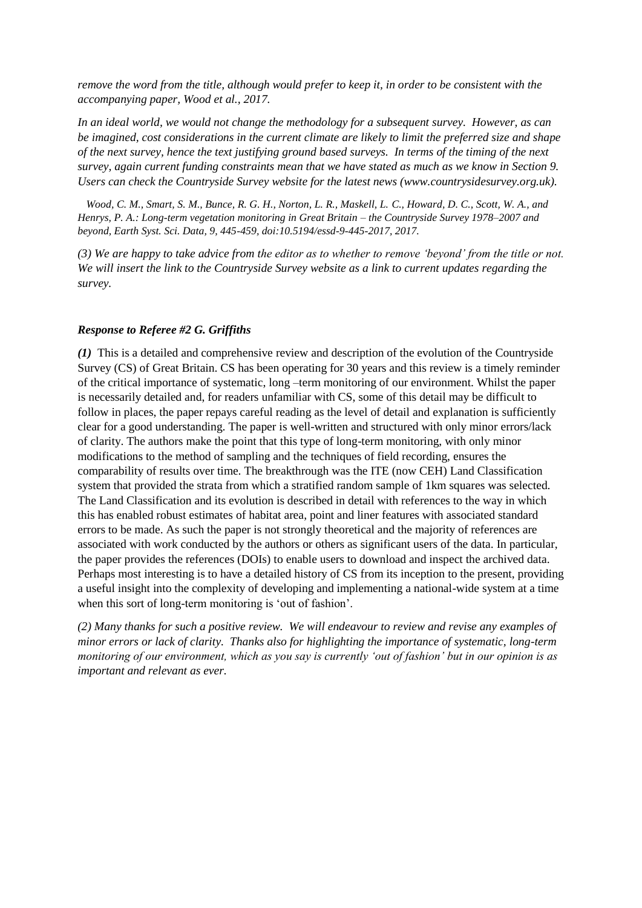*remove the word from the title, although would prefer to keep it, in order to be consistent with the accompanying paper, Wood et al., 2017.*

*In an ideal world, we would not change the methodology for a subsequent survey. However, as can be imagined, cost considerations in the current climate are likely to limit the preferred size and shape of the next survey, hence the text justifying ground based surveys. In terms of the timing of the next survey, again current funding constraints mean that we have stated as much as we know in Section 9. Users can check the Countryside Survey website for the latest news (www.countrysidesurvey.org.uk).*

*Wood, C. M., Smart, S. M., Bunce, R. G. H., Norton, L. R., Maskell, L. C., Howard, D. C., Scott, W. A., and Henrys, P. A.: Long-term vegetation monitoring in Great Britain – the Countryside Survey 1978–2007 and beyond, Earth Syst. Sci. Data, 9, 445-459, doi:10.5194/essd-9-445-2017, 2017.*

*(3) We are happy to take advice from the editor as to whether to remove 'beyond' from the title or not. We will insert the link to the Countryside Survey website as a link to current updates regarding the survey.*

***Response to Referee #2 G. Griffiths***

***(1)*** This is a detailed and comprehensive review and description of the evolution of the Countryside Survey (CS) of Great Britain. CS has been operating for 30 years and this review is a timely reminder of the critical importance of systematic, long –term monitoring of our environment. Whilst the paper is necessarily detailed and, for readers unfamiliar with CS, some of this detail may be difficult to follow in places, the paper repays careful reading as the level of detail and explanation is sufficiently clear for a good understanding. The paper is well-written and structured with only minor errors/lack of clarity. The authors make the point that this type of long-term monitoring, with only minor modifications to the method of sampling and the techniques of field recording, ensures the comparability of results over time. The breakthrough was the ITE (now CEH) Land Classification system that provided the strata from which a stratified random sample of 1km squares was selected. The Land Classification and its evolution is described in detail with references to the way in which this has enabled robust estimates of habitat area, point and liner features with associated standard errors to be made. As such the paper is not strongly theoretical and the majority of references are associated with work conducted by the authors or others as significant users of the data. In particular, the paper provides the references (DOIs) to enable users to download and inspect the archived data. Perhaps most interesting is to have a detailed history of CS from its inception to the present, providing a useful insight into the complexity of developing and implementing a national-wide system at a time when this sort of long-term monitoring is 'out of fashion'.

*(2) Many thanks for such a positive review. We will endeavour to review and revise any examples of minor errors or lack of clarity. Thanks also for highlighting the importance of systematic, long-term monitoring of our environment, which as you say is currently 'out of fashion' but in our opinion is as important and relevant as ever.*